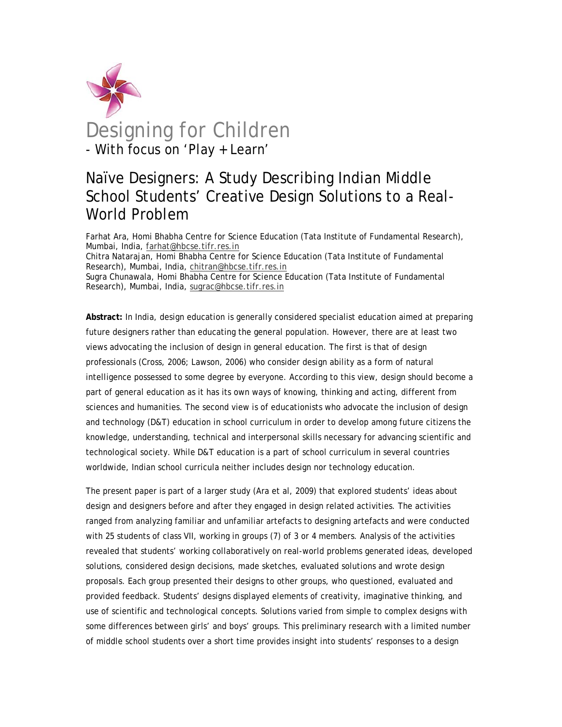# Designing for Children

- With focus on 'Play + Learn'

## Naïve Designers: A Study Describing Indian Middle School Students' Creative Design Solutions to a Real-World Problem

Farhat Ara, Homi Bhabha Centre for Science Education (Tata Institute of Fundamental Research), Mumbai, India, farhat@hbcse.tifr.res.in
Chitra Natarajan, Homi Bhabha Centre for Science Education (Tata Institute of Fundamental Research), Mumbai, India, chitran@hbcse.tifr.res.in
Sugra Chunawala, Homi Bhabha Centre for Science Education (Tata Institute of Fundamental Research), Mumbai, India, sugrac@hbcse.tifr.res.in

**Abstract:** In India, design education is generally considered specialist education aimed at preparing future designers rather than educating the general population. However, there are at least two views advocating the inclusion of design in general education. The first is that of design professionals (Cross, 2006; Lawson, 2006) who consider design ability as a form of natural intelligence possessed to some degree by everyone. According to this view, design should become a part of general education as it has its own ways of knowing, thinking and acting, different from sciences and humanities. The second view is of educationists who advocate the inclusion of design and technology (D&T) education in school curriculum in order to develop among future citizens the knowledge, understanding, technical and interpersonal skills necessary for advancing scientific and technological society. While D&T education is a part of school curriculum in several countries worldwide, Indian school curricula neither includes design nor technology education.

The present paper is part of a larger study (Ara et al, 2009) that explored students' ideas about design and designers before and after they engaged in design related activities. The activities ranged from analyzing familiar and unfamiliar artefacts to designing artefacts and were conducted with 25 students of class VII, working in groups (7) of 3 or 4 members. Analysis of the activities revealed that students' working collaboratively on real-world problems generated ideas, developed solutions, considered design decisions, made sketches, evaluated solutions and wrote design proposals. Each group presented their designs to other groups, who questioned, evaluated and provided feedback. Students' designs displayed elements of creativity, imaginative thinking, and use of scientific and technological concepts. Solutions varied from simple to complex designs with some differences between girls' and boys' groups. This preliminary research with a limited number of middle school students over a short time provides insight into students' responses to a design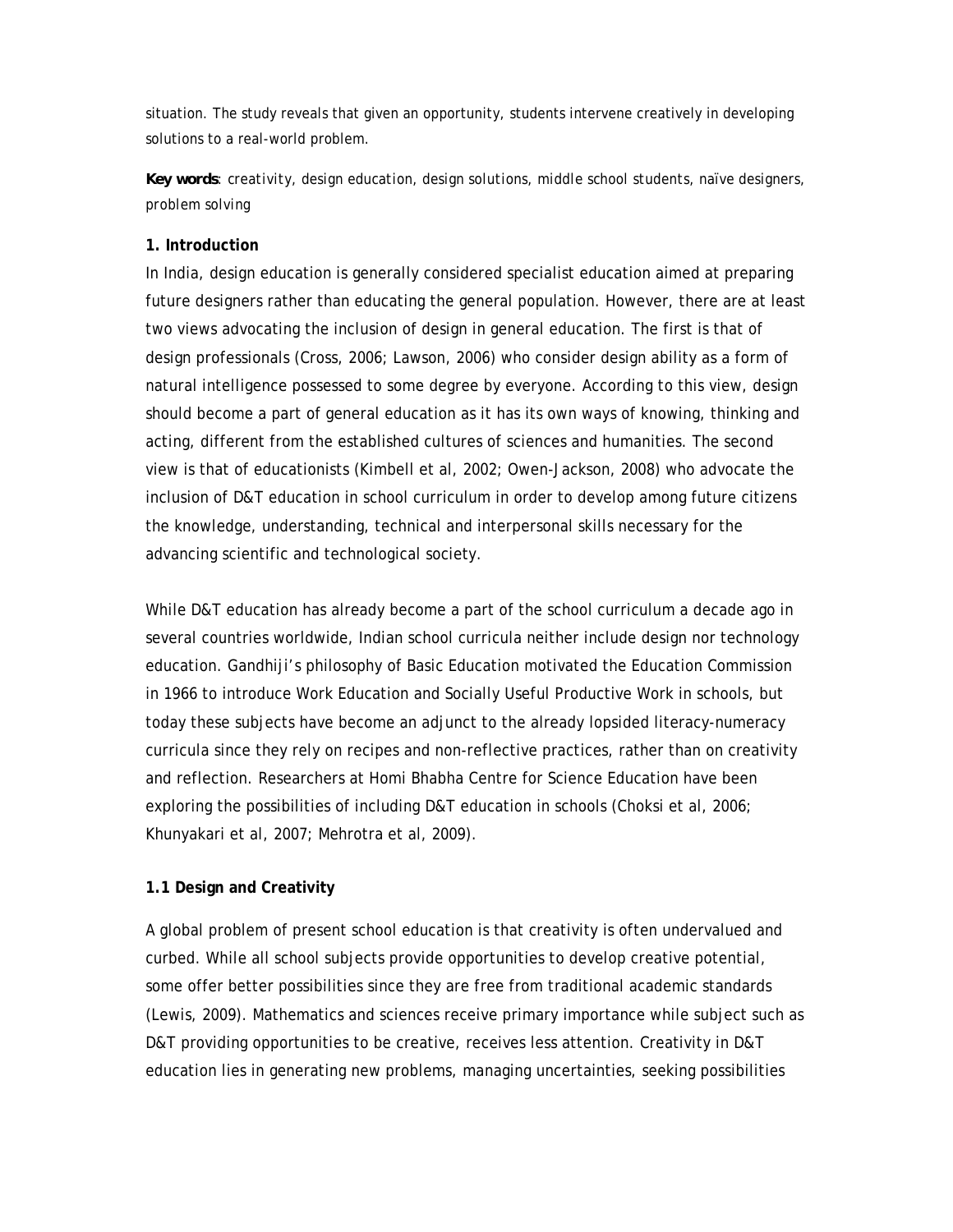situation. The study reveals that given an opportunity, students intervene creatively in developing solutions to a real-world problem.

**Key words**: creativity, design education, design solutions, middle school students, naïve designers, problem solving

## 1. Introduction

In India, design education is generally considered specialist education aimed at preparing future designers rather than educating the general population. However, there are at least two views advocating the inclusion of design in general education. The first is that of design professionals (Cross, 2006; Lawson, 2006) who consider design ability as a form of natural intelligence possessed to some degree by everyone. According to this view, design should become a part of general education as it has its own ways of knowing, thinking and acting, different from the established cultures of sciences and humanities. The second view is that of educationists (Kimbell et al, 2002; Owen-Jackson, 2008) who advocate the inclusion of D&T education in school curriculum in order to develop among future citizens the knowledge, understanding, technical and interpersonal skills necessary for the advancing scientific and technological society.

While D&T education has already become a part of the school curriculum a decade ago in several countries worldwide, Indian school curricula neither include design nor technology education. Gandhiji's philosophy of Basic Education motivated the Education Commission in 1966 to introduce Work Education and Socially Useful Productive Work in schools, but today these subjects have become an adjunct to the already lopsided literacy-numeracy curricula since they rely on recipes and non-reflective practices, rather than on creativity and reflection. Researchers at Homi Bhabha Centre for Science Education have been exploring the possibilities of including D&T education in schools (Choksi et al, 2006; Khunyakari et al, 2007; Mehrotra et al, 2009).

### 1.1 Design and Creativity

A global problem of present school education is that creativity is often undervalued and curbed. While all school subjects provide opportunities to develop creative potential, some offer better possibilities since they are free from traditional academic standards (Lewis, 2009). Mathematics and sciences receive primary importance while subject such as D&T providing opportunities to be creative, receives less attention. Creativity in D&T education lies in generating new problems, managing uncertainties, seeking possibilities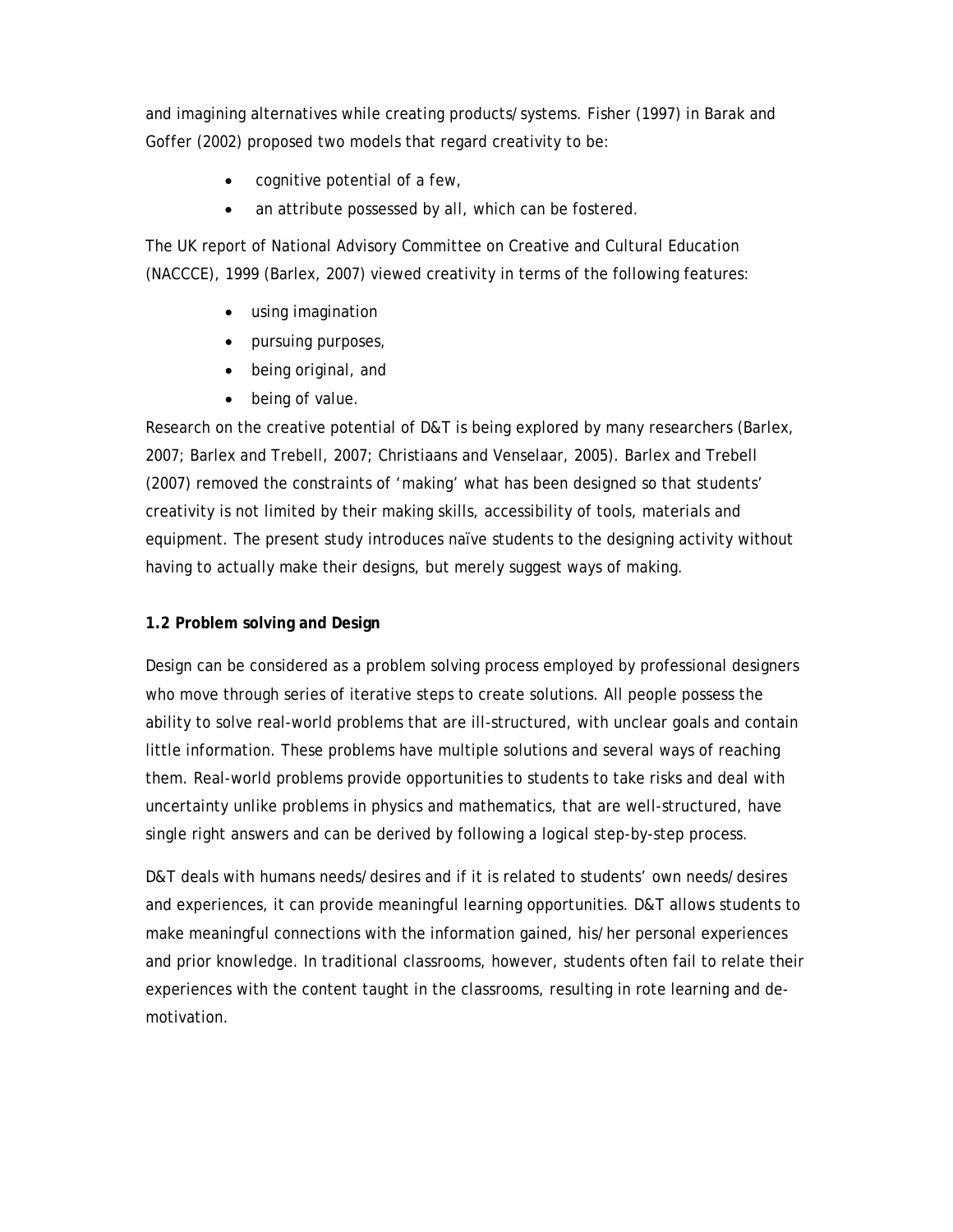and imagining alternatives while creating products/systems. Fisher (1997) in Barak and Goffer (2002) proposed two models that regard creativity to be:

- cognitive potential of a few,
- an attribute possessed by all, which can be fostered.

The UK report of National Advisory Committee on Creative and Cultural Education (NACCCE), 1999 (Barlex, 2007) viewed creativity in terms of the following features:

- using imagination
- pursuing purposes,
- being original, and
- being of value.

Research on the creative potential of D&T is being explored by many researchers (Barlex, 2007; Barlex and Trebell, 2007; Christiaans and Venselaar, 2005). Barlex and Trebell (2007) removed the constraints of 'making' what has been designed so that students' creativity is not limited by their making skills, accessibility of tools, materials and equipment. The present study introduces naïve students to the designing activity without having to actually make their designs, but merely suggest ways of making.

**1.2 Problem solving and Design**

Design can be considered as a problem solving process employed by professional designers who move through series of iterative steps to create solutions. All people possess the ability to solve real-world problems that are ill-structured, with unclear goals and contain little information. These problems have multiple solutions and several ways of reaching them. Real-world problems provide opportunities to students to take risks and deal with uncertainty unlike problems in physics and mathematics, that are well-structured, have single right answers and can be derived by following a logical step-by-step process.

D&T deals with humans needs/desires and if it is related to students' own needs/desires and experiences, it can provide meaningful learning opportunities. D&T allows students to make meaningful connections with the information gained, his/her personal experiences and prior knowledge. In traditional classrooms, however, students often fail to relate their experiences with the content taught in the classrooms, resulting in rote learning and de-motivation.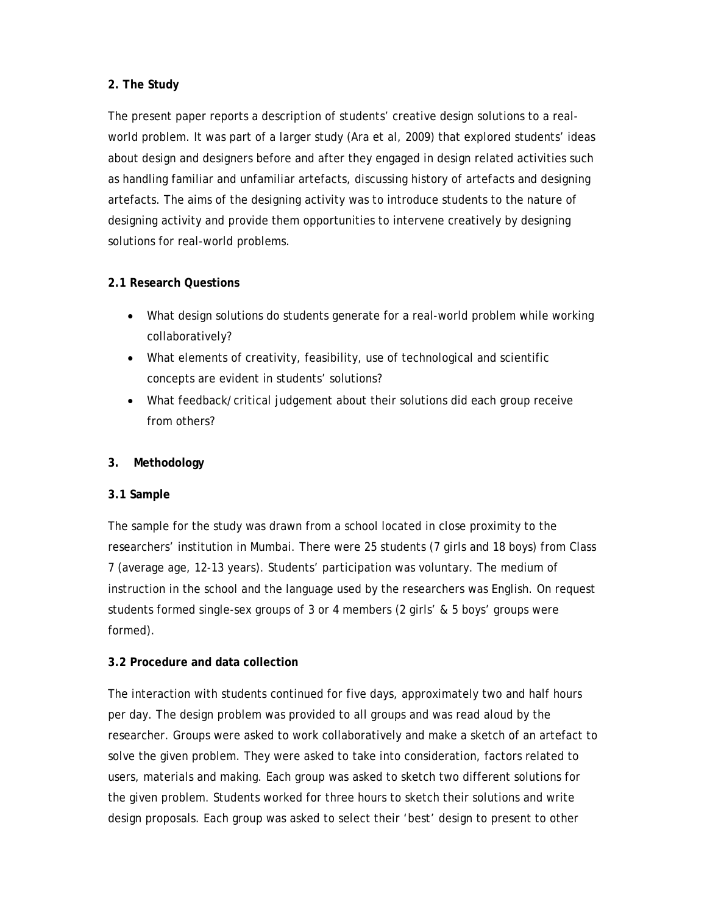## 2. The Study

The present paper reports a description of students' creative design solutions to a real-world problem. It was part of a larger study (Ara et al, 2009) that explored students' ideas about design and designers before and after they engaged in design related activities such as handling familiar and unfamiliar artefacts, discussing history of artefacts and designing artefacts. The aims of the designing activity was to introduce students to the nature of designing activity and provide them opportunities to intervene creatively by designing solutions for real-world problems.

### 2.1 Research Questions

- What design solutions do students generate for a real-world problem while working collaboratively?
- What elements of creativity, feasibility, use of technological and scientific concepts are evident in students' solutions?
- What feedback/critical judgement about their solutions did each group receive from others?

## 3. Methodology

### 3.1 Sample

The sample for the study was drawn from a school located in close proximity to the researchers' institution in Mumbai. There were 25 students (7 girls and 18 boys) from Class 7 (average age, 12-13 years). Students' participation was voluntary. The medium of instruction in the school and the language used by the researchers was English. On request students formed single-sex groups of 3 or 4 members (2 girls' & 5 boys' groups were formed).

### 3.2 Procedure and data collection

The interaction with students continued for five days, approximately two and half hours per day. The design problem was provided to all groups and was read aloud by the researcher. Groups were asked to work collaboratively and make a sketch of an artefact to solve the given problem. They were asked to take into consideration, factors related to users, materials and making. Each group was asked to sketch two different solutions for the given problem. Students worked for three hours to sketch their solutions and write design proposals. Each group was asked to select their 'best' design to present to other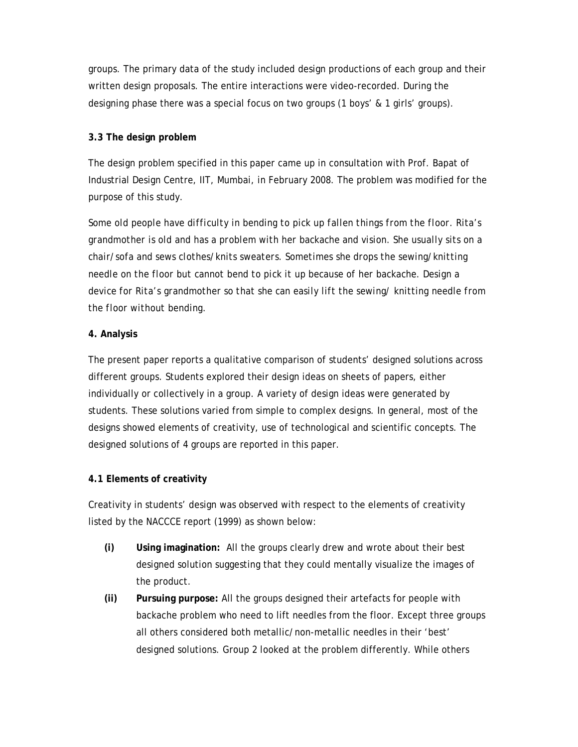groups. The primary data of the study included design productions of each group and their written design proposals. The entire interactions were video-recorded. During the designing phase there was a special focus on two groups (1 boys' & 1 girls' groups).

### 3.3 The design problem

The design problem specified in this paper came up in consultation with Prof. Bapat of Industrial Design Centre, IIT, Mumbai, in February 2008. The problem was modified for the purpose of this study.

*Some old people have difficulty in bending to pick up fallen things from the floor. Rita's grandmother is old and has a problem with her backache and vision. She usually sits on a chair/sofa and sews clothes/knits sweaters. Sometimes she drops the sewing/knitting needle on the floor but cannot bend to pick it up because of her backache. Design a device for Rita's grandmother so that she can easily lift the sewing/ knitting needle from the floor without bending.*

## 4. Analysis

The present paper reports a qualitative comparison of students' designed solutions across different groups. Students explored their design ideas on sheets of papers, either individually or collectively in a group. A variety of design ideas were generated by students. These solutions varied from simple to complex designs. In general, most of the designs showed elements of creativity, use of technological and scientific concepts. The designed solutions of 4 groups are reported in this paper.

### 4.1 Elements of creativity

Creativity in students' design was observed with respect to the elements of creativity listed by the NACCCE report (1999) as shown below:

- **(i) Using imagination:** All the groups clearly drew and wrote about their best designed solution suggesting that they could mentally visualize the images of the product.
- **(ii) Pursuing purpose:** All the groups designed their artefacts for people with backache problem who need to lift needles from the floor. Except three groups all others considered both metallic/non-metallic needles in their 'best' designed solutions. Group 2 looked at the problem differently. While others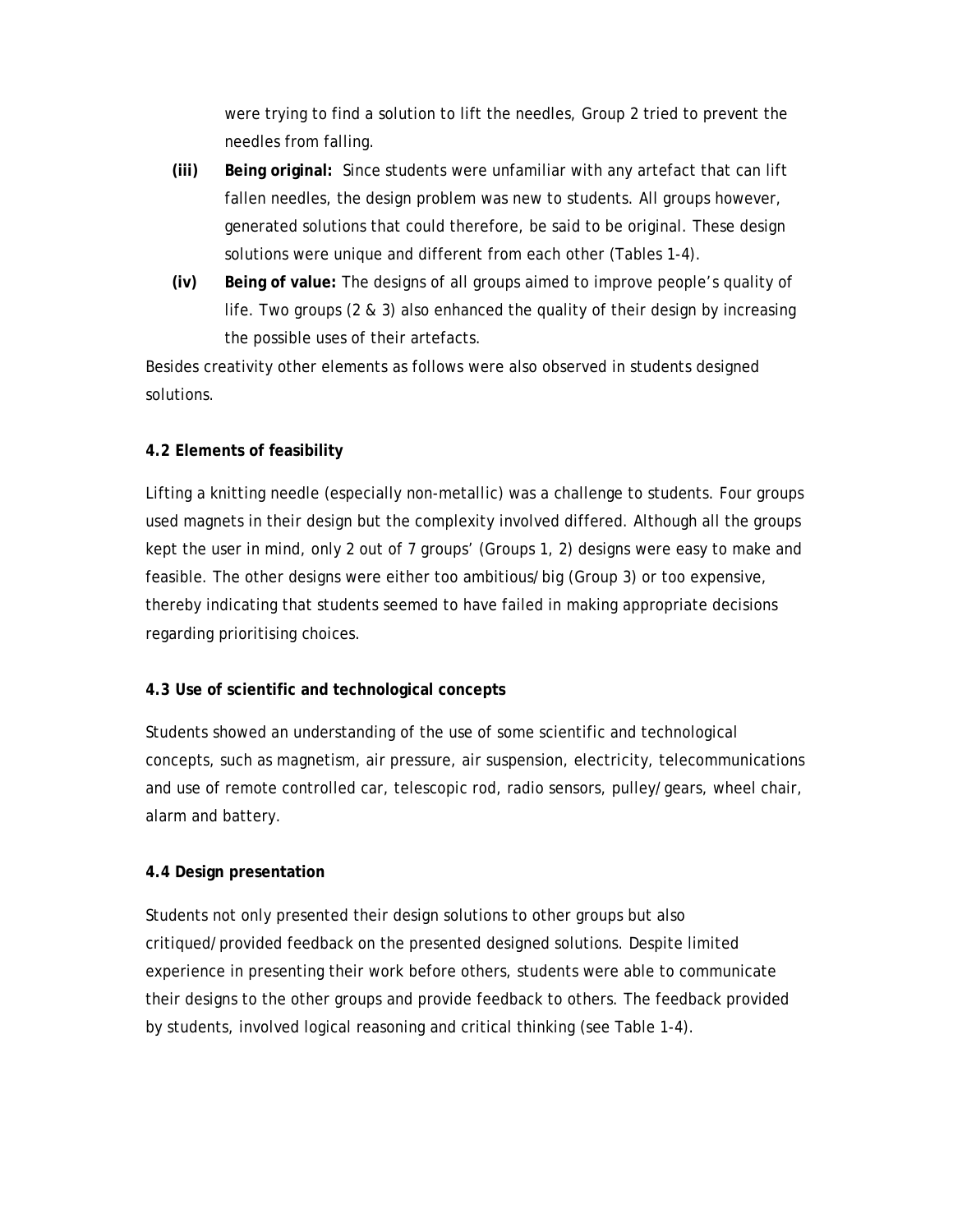were trying to find a solution to lift the needles, Group 2 tried to prevent the needles from falling.

**(iii)** **Being original:** Since students were unfamiliar with any artefact that can lift fallen needles, the design problem was new to students. All groups however, generated solutions that could therefore, be said to be original. These design solutions were unique and different from each other (Tables 1-4).

**(iv)** **Being of value:** The designs of all groups aimed to improve people's quality of life. Two groups (2 & 3) also enhanced the quality of their design by increasing the possible uses of their artefacts.

Besides creativity other elements as follows were also observed in students designed solutions.

**4.2 Elements of feasibility**

Lifting a knitting needle (especially non-metallic) was a challenge to students. Four groups used magnets in their design but the complexity involved differed. Although all the groups kept the user in mind, only 2 out of 7 groups' (Groups 1, 2) designs were easy to make and feasible. The other designs were either too ambitious/big (Group 3) or too expensive, thereby indicating that students seemed to have failed in making appropriate decisions regarding prioritising choices.

**4.3 Use of scientific and technological concepts**

Students showed an understanding of the use of some scientific and technological concepts, such as magnetism, air pressure, air suspension, electricity, telecommunications and use of remote controlled car, telescopic rod, radio sensors, pulley/gears, wheel chair, alarm and battery.

**4.4 Design presentation**

Students not only presented their design solutions to other groups but also critiqued/provided feedback on the presented designed solutions. Despite limited experience in presenting their work before others, students were able to communicate their designs to the other groups and provide feedback to others. The feedback provided by students, involved logical reasoning and critical thinking (see Table 1-4).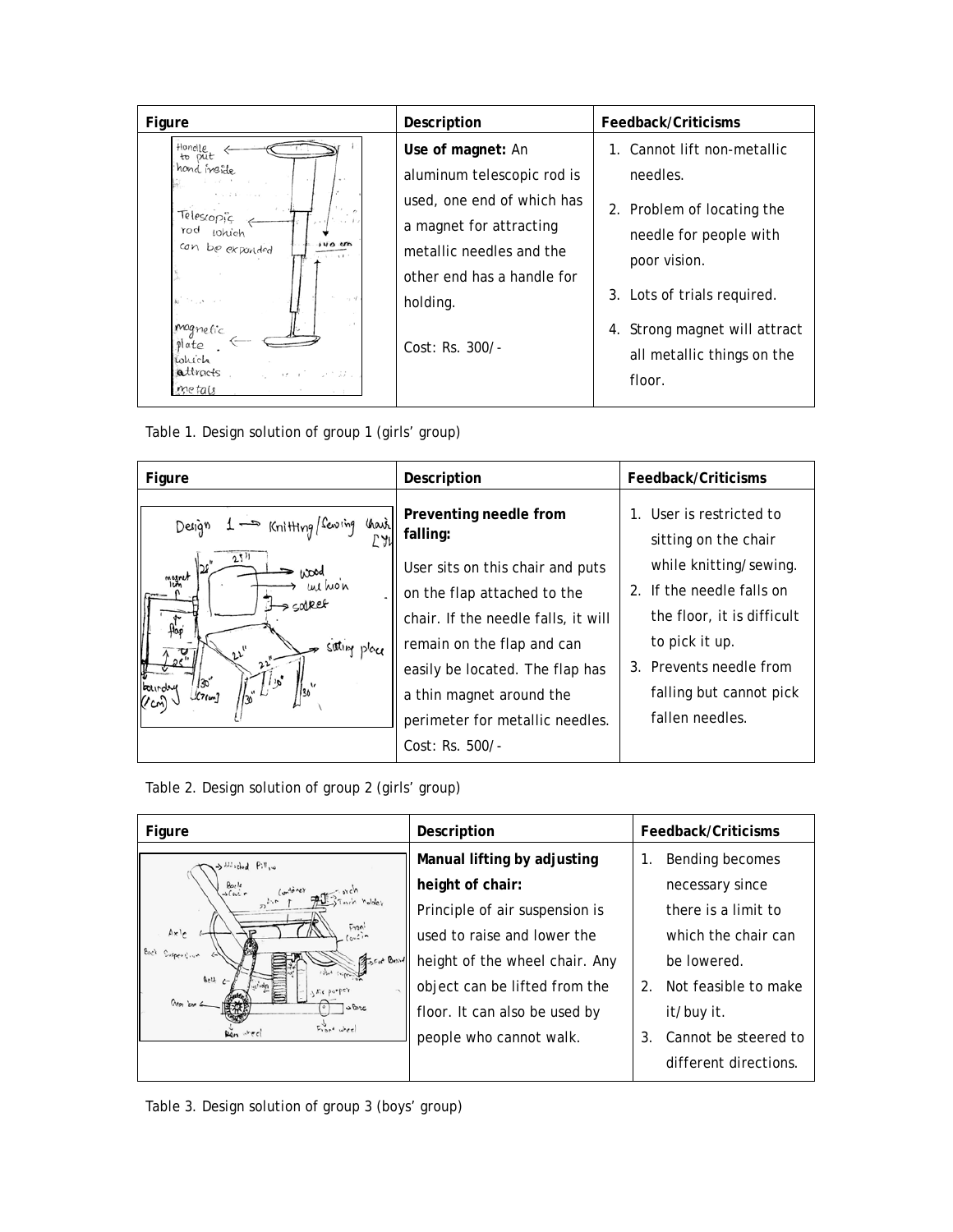| Figure | Description | Feedback/Criticisms |
|---|---|---|
| | **Use of magnet:** An aluminum telescopic rod is used, one end of which has a magnet for attracting metallic needles and the other end has a handle for holding.<br><br>Cost: Rs. 300/- | 1. Cannot lift non-metallic needles.<br>2. Problem of locating the needle for people with poor vision.<br>3. Lots of trials required.<br>4. Strong magnet will attract all metallic things on the floor. |

Table 1. Design solution of group 1 (girls' group)

| Figure | Description | Feedback/Criticisms |
|---|---|---|
| | **Preventing needle from falling:**<br>User sits on this chair and puts on the flap attached to the chair. If the needle falls, it will remain on the flap and can easily be located. The flap has a thin magnet around the perimeter for metallic needles.<br>Cost: Rs. 500/- | 1. User is restricted to sitting on the chair while knitting/sewing.<br>2. If the needle falls on the floor, it is difficult to pick it up.<br>3. Prevents needle from falling but cannot pick fallen needles. |

Table 2. Design solution of group 2 (girls' group)

| Figure | Description | Feedback/Criticisms |
|---|---|---|
| | **Manual lifting by adjusting height of chair:**<br>Principle of air suspension is used to raise and lower the height of the wheel chair. Any object can be lifted from the floor. It can also be used by people who cannot walk. | 1. Bending becomes necessary since there is a limit to which the chair can be lowered.<br>2. Not feasible to make it/buy it.<br>3. Cannot be steered to different directions. |

Table 3. Design solution of group 3 (boys' group)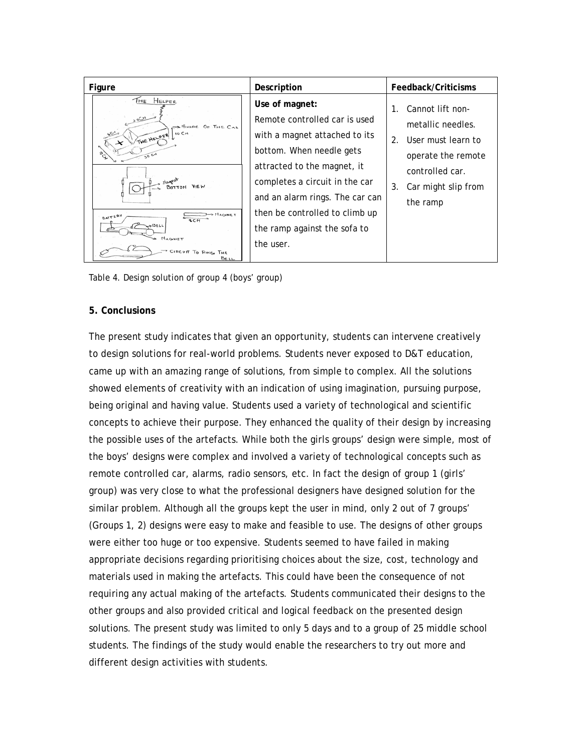| Figure | Description | Feedback/Criticisms |
|---|---|---|
| | **Use of magnet:** Remote controlled car is used with a magnet attached to its bottom. When needle gets attracted to the magnet, it completes a circuit in the car and an alarm rings. The car can then be controlled to climb up the ramp against the sofa to the user. | 1. Cannot lift non-metallic needles. 2. User must learn to operate the remote controlled car. 3. Car might slip from the ramp |

Table 4. Design solution of group 4 (boys' group)

## 5. Conclusions

The present study indicates that given an opportunity, students can intervene creatively to design solutions for real-world problems. Students never exposed to D&T education, came up with an amazing range of solutions, from simple to complex. All the solutions showed elements of creativity with an indication of using imagination, pursuing purpose, being original and having value. Students used a variety of technological and scientific concepts to achieve their purpose. They enhanced the quality of their design by increasing the possible uses of the artefacts. While both the girls groups' design were simple, most of the boys' designs were complex and involved a variety of technological concepts such as remote controlled car, alarms, radio sensors, etc. In fact the design of group 1 (girls' group) was very close to what the professional designers have designed solution for the similar problem. Although all the groups kept the user in mind, only 2 out of 7 groups' (Groups 1, 2) designs were easy to make and feasible to use. The designs of other groups were either too huge or too expensive. Students seemed to have failed in making appropriate decisions regarding prioritising choices about the size, cost, technology and materials used in making the artefacts. This could have been the consequence of not requiring any actual making of the artefacts. Students communicated their designs to the other groups and also provided critical and logical feedback on the presented design solutions. The present study was limited to only 5 days and to a group of 25 middle school students. The findings of the study would enable the researchers to try out more and different design activities with students.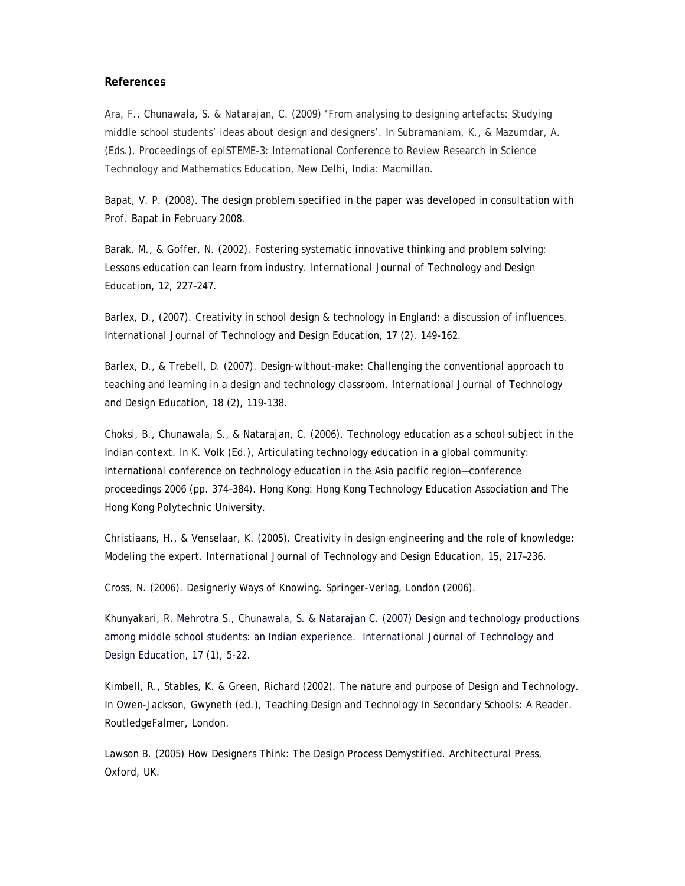**References**

Ara, F., Chunawala, S. & Natarajan, C. (2009) 'From analysing to designing artefacts: Studying middle school students' ideas about design and designers'. In Subramaniam, K., & Mazumdar, A. (Eds.), Proceedings of epiSTEME-3: International Conference to Review Research in Science Technology and Mathematics Education, New Delhi, India: Macmillan.

Bapat, V. P. (2008). The design problem specified in the paper was developed in consultation with Prof. Bapat in February 2008.

Barak, M., & Goffer, N. (2002). Fostering systematic innovative thinking and problem solving: Lessons education can learn from industry. *International Journal of Technology and Design Education*, 12, 227–247.

Barlex, D., (2007). Creativity in school design & technology in England: a discussion of influences. *International Journal of Technology and Design Education*, 17 (2). 149-162.

Barlex, D., & Trebell, D. (2007). Design-without-make: Challenging the conventional approach to teaching and learning in a design and technology classroom. *International Journal of Technology and Design Education*, 18 (2), 119-138.

Choksi, B., Chunawala, S., & Natarajan, C. (2006). Technology education as a school subject in the Indian context. In K. Volk (Ed.), Articulating technology education in a global community: International conference on technology education in the Asia pacific region—conference proceedings 2006 (pp. 374–384). Hong Kong: Hong Kong Technology Education Association and The Hong Kong Polytechnic University.

Christiaans, H., & Venselaar, K. (2005). Creativity in design engineering and the role of knowledge: Modeling the expert. *International Journal of Technology and Design Education*, 15, 217–236.

Cross, N. (2006). *Designerly Ways of Knowing*. Springer-Verlag, London (2006).

Khunyakari, R. Mehrotra S., Chunawala, S. & Natarajan C. (2007) Design and technology productions among middle school students: an Indian experience. *International Journal of Technology and Design Education*, 17 (1), 5-22.

Kimbell, R., Stables, K. & Green, Richard (2002). The nature and purpose of Design and Technology. In Owen-Jackson, Gwyneth (ed.), *Teaching Design and Technology In Secondary Schools: A Reader*. RoutledgeFalmer, London.

Lawson B. (2005) *How Designers Think: The Design Process Demystified*. Architectural Press, Oxford, UK.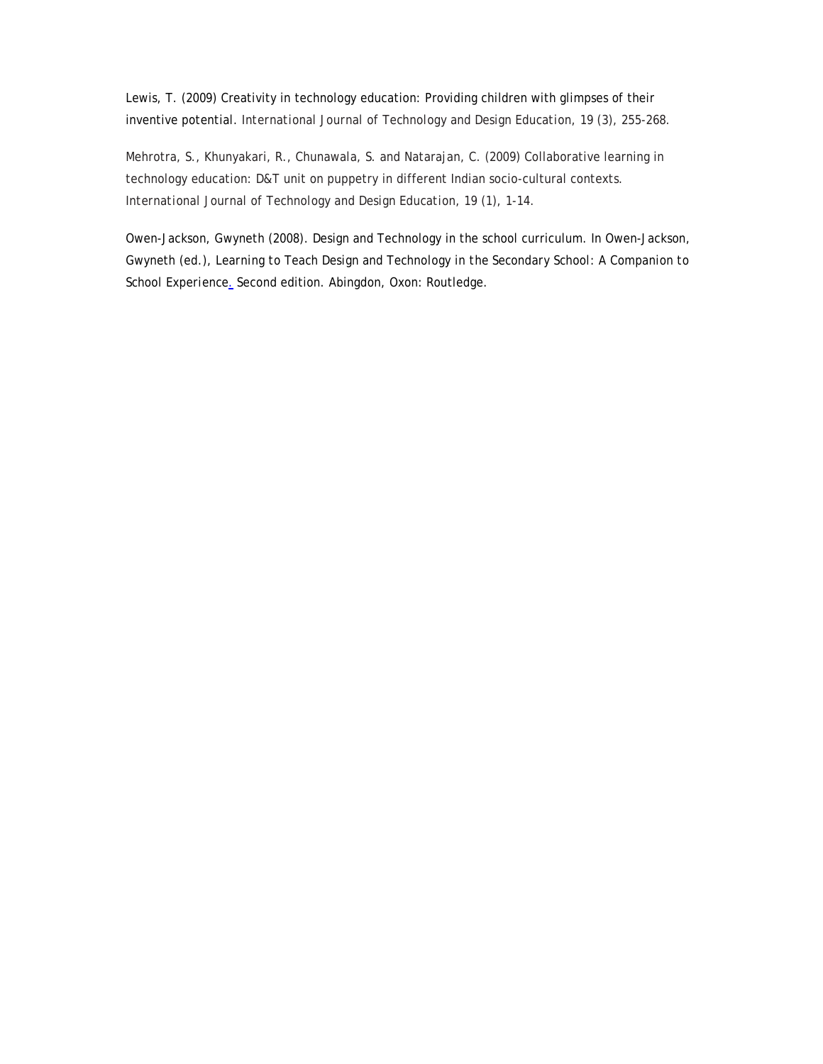Lewis, T. (2009) Creativity in technology education: Providing children with glimpses of their inventive potential. *International Journal of Technology and Design Education*, 19 (3), 255-268.

Mehrotra, S., Khunyakari, R., Chunawala, S. and Natarajan, C. (2009) Collaborative learning in technology education: D&T unit on puppetry in different Indian socio-cultural contexts. *International Journal of Technology and Design Education*, 19 (1), 1-14.

Owen-Jackson, Gwyneth (2008). Design and Technology in the school curriculum. In Owen-Jackson, Gwyneth (ed.), *Learning to Teach Design and Technology in the Secondary School: A Companion to School Experience*. Second edition. Abingdon, Oxon: Routledge.